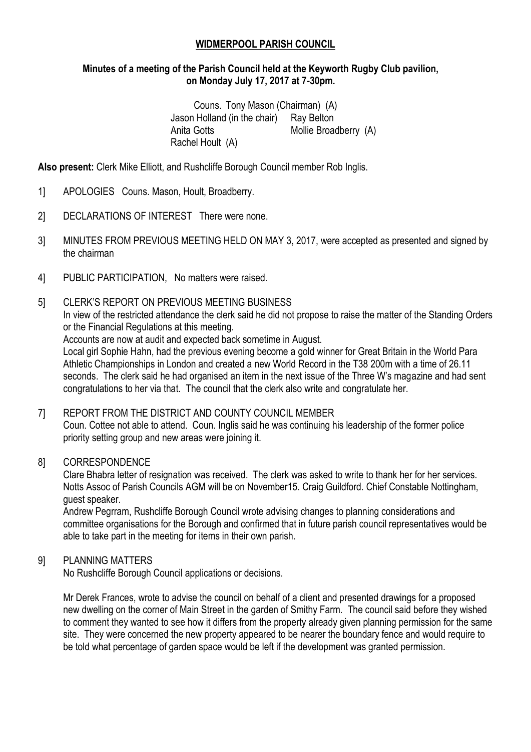**WIDMERPOOL PARISH COUNCIL**

**Minutes of a meeting of the Parish Council held at the Keyworth Rugby Club pavilion, on Monday July 17, 2017 at 7-30pm.**

Couns. Tony Mason (Chairman) (A)
Jason Holland (in the chair) Ray Belton
Anita Gotts Mollie Broadberry (A)
Rachel Hoult (A)

**Also present:** Clerk Mike Elliott, and Rushcliffe Borough Council member Rob Inglis.

1] APOLOGIES Couns. Mason, Hoult, Broadberry.

2] DECLARATIONS OF INTEREST There were none.

3] MINUTES FROM PREVIOUS MEETING HELD ON MAY 3, 2017, were accepted as presented and signed by the chairman

4] PUBLIC PARTICIPATION, No matters were raised.

5] CLERK'S REPORT ON PREVIOUS MEETING BUSINESS
In view of the restricted attendance the clerk said he did not propose to raise the matter of the Standing Orders or the Financial Regulations at this meeting.
Accounts are now at audit and expected back sometime in August.
Local girl Sophie Hahn, had the previous evening become a gold winner for Great Britain in the World Para Athletic Championships in London and created a new World Record in the T38 200m with a time of 26.11 seconds. The clerk said he had organised an item in the next issue of the Three W's magazine and had sent congratulations to her via that. The council that the clerk also write and congratulate her.

7] REPORT FROM THE DISTRICT AND COUNTY COUNCIL MEMBER
Coun. Cottee not able to attend. Coun. Inglis said he was continuing his leadership of the former police priority setting group and new areas were joining it.

8] CORRESPONDENCE
Clare Bhabra letter of resignation was received. The clerk was asked to write to thank her for her services.
Notts Assoc of Parish Councils AGM will be on November15. Craig Guildford. Chief Constable Nottingham, guest speaker.
Andrew Pegrram, Rushcliffe Borough Council wrote advising changes to planning considerations and committee organisations for the Borough and confirmed that in future parish council representatives would be able to take part in the meeting for items in their own parish.

9] PLANNING MATTERS
No Rushcliffe Borough Council applications or decisions.

Mr Derek Frances, wrote to advise the council on behalf of a client and presented drawings for a proposed new dwelling on the corner of Main Street in the garden of Smithy Farm. The council said before they wished to comment they wanted to see how it differs from the property already given planning permission for the same site. They were concerned the new property appeared to be nearer the boundary fence and would require to be told what percentage of garden space would be left if the development was granted permission.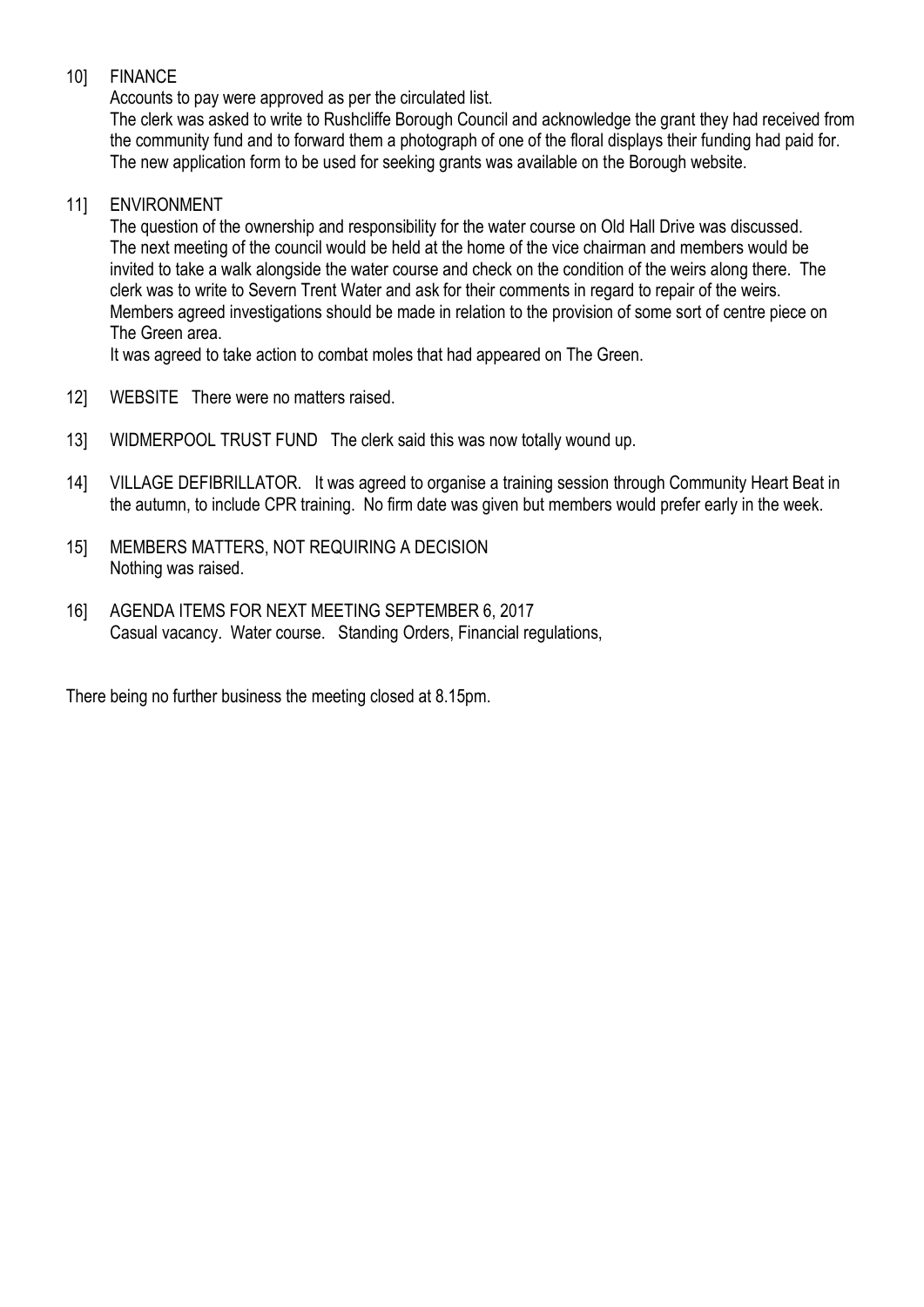10] FINANCE

Accounts to pay were approved as per the circulated list.
The clerk was asked to write to Rushcliffe Borough Council and acknowledge the grant they had received from the community fund and to forward them a photograph of one of the floral displays their funding had paid for.
The new application form to be used for seeking grants was available on the Borough website.

11] ENVIRONMENT

The question of the ownership and responsibility for the water course on Old Hall Drive was discussed.
The next meeting of the council would be held at the home of the vice chairman and members would be invited to take a walk alongside the water course and check on the condition of the weirs along there. The clerk was to write to Severn Trent Water and ask for their comments in regard to repair of the weirs.
Members agreed investigations should be made in relation to the provision of some sort of centre piece on The Green area.
It was agreed to take action to combat moles that had appeared on The Green.

12] WEBSITE There were no matters raised.

13] WIDMERPOOL TRUST FUND The clerk said this was now totally wound up.

14] VILLAGE DEFIBRILLATOR. It was agreed to organise a training session through Community Heart Beat in the autumn, to include CPR training. No firm date was given but members would prefer early in the week.

15] MEMBERS MATTERS, NOT REQUIRING A DECISION

Nothing was raised.

16] AGENDA ITEMS FOR NEXT MEETING SEPTEMBER 6, 2017

Casual vacancy. Water course. Standing Orders, Financial regulations,

There being no further business the meeting closed at 8.15pm.